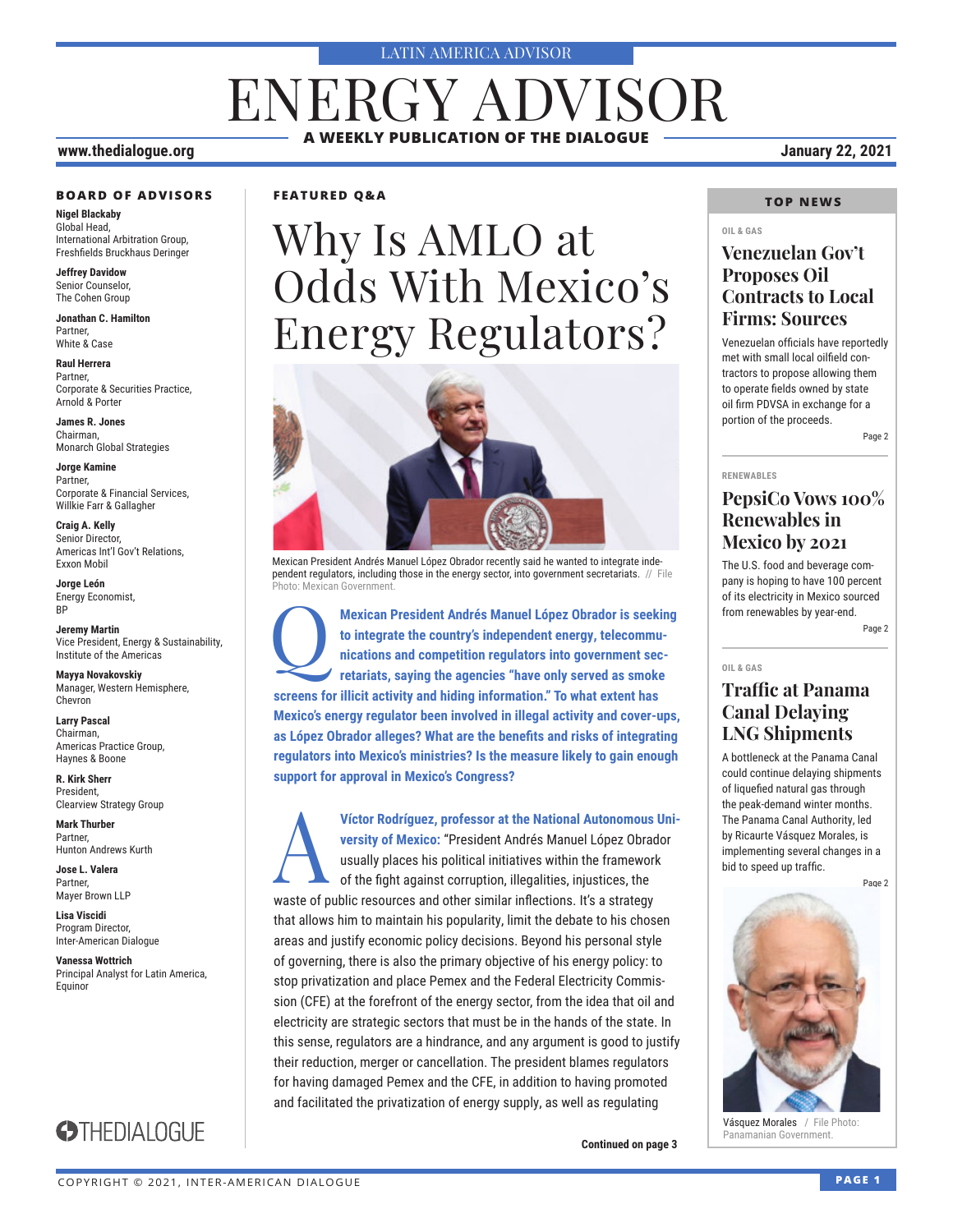LATIN AMERICA ADVISOR

# ENERGY ADVISOR

**A WEEKLY PUBLICATION OF THE DIALOGUE**

**www.thedialogue.org** **January 22, 2021**

### BOARD OF ADVISORS

**Nigel Blackaby**
Global Head,
International Arbitration Group,
Freshfields Bruckhaus Deringer

**Jeffrey Davidow**
Senior Counselor,
The Cohen Group

**Jonathan C. Hamilton**
Partner,
White & Case

**Raul Herrera**
Partner,
Corporate & Securities Practice,
Arnold & Porter

**James R. Jones**
Chairman,
Monarch Global Strategies

**Jorge Kamine**
Partner,
Corporate & Financial Services,
Willkie Farr & Gallagher

**Craig A. Kelly**
Senior Director,
Americas Int'l Gov't Relations,
Exxon Mobil

**Jorge León**
Energy Economist,
BP

**Jeremy Martin**
Vice President, Energy & Sustainability,
Institute of the Americas

**Mayya Novakovskiy**
Manager, Western Hemisphere,
Chevron

**Larry Pascal**
Chairman,
Americas Practice Group,
Haynes & Boone

**R. Kirk Sherr**
President,
Clearview Strategy Group

**Mark Thurber**
Partner,
Hunton Andrews Kurth

**Jose L. Valera**
Partner,
Mayer Brown LLP

**Lisa Viscidi**
Program Director,
Inter-American Dialogue

**Vanessa Wottrich**
Principal Analyst for Latin America,
Equinor

THEDIALOGUE

### FEATURED Q&A

# Why Is AMLO at Odds With Mexico's Energy Regulators?

Mexican President Andrés Manuel López Obrador recently said he wanted to integrate independent regulators, including those in the energy sector, into government secretariats. // File Photo: Mexican Government.

**Q** **Mexican President Andrés Manuel López Obrador is seeking to integrate the country's independent energy, telecommunications and competition regulators into government secretariats, saying the agencies "have only served as smoke screens for illicit activity and hiding information." To what extent has Mexico's energy regulator been involved in illegal activity and cover-ups, as López Obrador alleges? What are the benefits and risks of integrating regulators into Mexico's ministries? Is the measure likely to gain enough support for approval in Mexico's Congress?**

**A** **Víctor Rodríguez, professor at the National Autonomous University of Mexico:** "President Andrés Manuel López Obrador usually places his political initiatives within the framework of the fight against corruption, illegalities, injustices, the waste of public resources and other similar inflections. It's a strategy that allows him to maintain his popularity, limit the debate to his chosen areas and justify economic policy decisions. Beyond his personal style of governing, there is also the primary objective of his energy policy: to stop privatization and place Pemex and the Federal Electricity Commission (CFE) at the forefront of the energy sector, from the idea that oil and electricity are strategic sectors that must be in the hands of the state. In this sense, regulators are a hindrance, and any argument is good to justify their reduction, merger or cancellation. The president blames regulators for having damaged Pemex and the CFE, in addition to having promoted and facilitated the privatization of energy supply, as well as regulating

**Continued on page 3**

### TOP NEWS

OIL & GAS

## Venezuelan Gov't Proposes Oil Contracts to Local Firms: Sources

Venezuelan officials have reportedly met with small local oilfield contractors to propose allowing them to operate fields owned by state oil firm PDVSA in exchange for a portion of the proceeds.

Page 2

RENEWABLES

## PepsiCo Vows 100% Renewables in Mexico by 2021

The U.S. food and beverage company is hoping to have 100 percent of its electricity in Mexico sourced from renewables by year-end.

Page 2

OIL & GAS

## Traffic at Panama Canal Delaying LNG Shipments

A bottleneck at the Panama Canal could continue delaying shipments of liquefied natural gas through the peak-demand winter months. The Panama Canal Authority, led by Ricaurte Vásquez Morales, is implementing several changes in a bid to speed up traffic.

Page 2

Vásquez Morales / File Photo: Panamanian Government.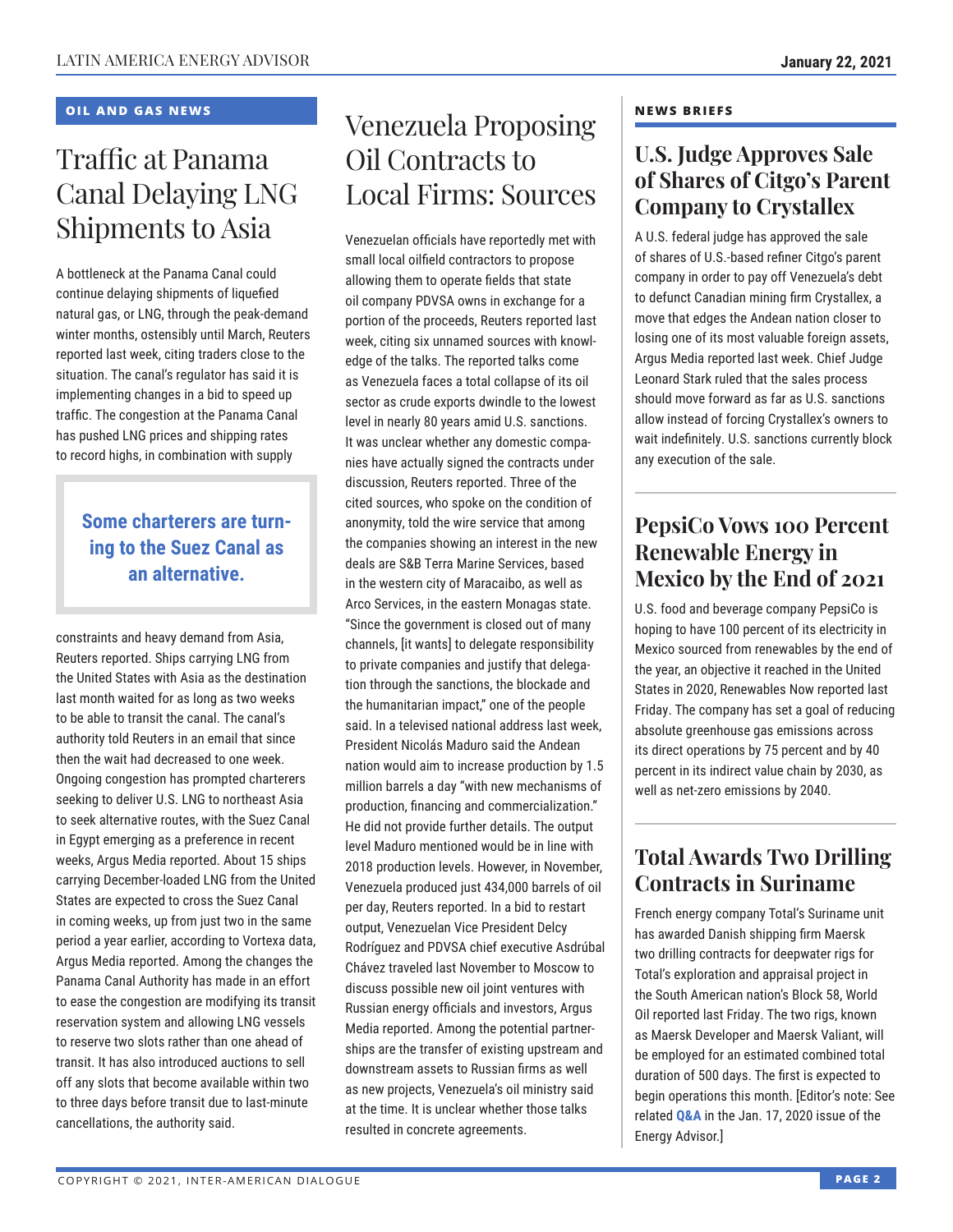## OIL AND GAS NEWS

# Traffic at Panama Canal Delaying LNG Shipments to Asia

A bottleneck at the Panama Canal could continue delaying shipments of liquefied natural gas, or LNG, through the peak-demand winter months, ostensibly until March, Reuters reported last week, citing traders close to the situation. The canal's regulator has said it is implementing changes in a bid to speed up traffic. The congestion at the Panama Canal has pushed LNG prices and shipping rates to record highs, in combination with supply constraints and heavy demand from Asia, Reuters reported. Ships carrying LNG from the United States with Asia as the destination last month waited for as long as two weeks to be able to transit the canal. The canal's authority told Reuters in an email that since then the wait had decreased to one week. Ongoing congestion has prompted charterers seeking to deliver U.S. LNG to northeast Asia to seek alternative routes, with the Suez Canal in Egypt emerging as a preference in recent weeks, Argus Media reported. About 15 ships carrying December-loaded LNG from the United States are expected to cross the Suez Canal in coming weeks, up from just two in the same period a year earlier, according to Vortexa data, Argus Media reported. Among the changes the Panama Canal Authority has made in an effort to ease the congestion are modifying its transit reservation system and allowing LNG vessels to reserve two slots rather than one ahead of transit. It has also introduced auctions to sell off any slots that become available within two to three days before transit due to last-minute cancellations, the authority said.

**Some charterers are turning to the Suez Canal as an alternative.**

# Venezuela Proposing Oil Contracts to Local Firms: Sources

Venezuelan officials have reportedly met with small local oilfield contractors to propose allowing them to operate fields that state oil company PDVSA owns in exchange for a portion of the proceeds, Reuters reported last week, citing six unnamed sources with knowledge of the talks. The reported talks come as Venezuela faces a total collapse of its oil sector as crude exports dwindle to the lowest level in nearly 80 years amid U.S. sanctions. It was unclear whether any domestic companies have actually signed the contracts under discussion, Reuters reported. Three of the cited sources, who spoke on the condition of anonymity, told the wire service that among the companies showing an interest in the new deals are S&B Terra Marine Services, based in the western city of Maracaibo, as well as Arco Services, in the eastern Monagas state. "Since the government is closed out of many channels, [it wants] to delegate responsibility to private companies and justify that delegation through the sanctions, the blockade and the humanitarian impact," one of the people said. In a televised national address last week, President Nicolás Maduro said the Andean nation would aim to increase production by 1.5 million barrels a day "with new mechanisms of production, financing and commercialization." He did not provide further details. The output level Maduro mentioned would be in line with 2018 production levels. However, in November, Venezuela produced just 434,000 barrels of oil per day, Reuters reported. In a bid to restart output, Venezuelan Vice President Delcy Rodríguez and PDVSA chief executive Asdrúbal Chávez traveled last November to Moscow to discuss possible new oil joint ventures with Russian energy officials and investors, Argus Media reported. Among the potential partnerships are the transfer of existing upstream and downstream assets to Russian firms as well as new projects, Venezuela's oil ministry said at the time. It is unclear whether those talks resulted in concrete agreements.

## NEWS BRIEFS

### U.S. Judge Approves Sale of Shares of Citgo's Parent Company to Crystallex

A U.S. federal judge has approved the sale of shares of U.S.-based refiner Citgo's parent company in order to pay off Venezuela's debt to defunct Canadian mining firm Crystallex, a move that edges the Andean nation closer to losing one of its most valuable foreign assets, Argus Media reported last week. Chief Judge Leonard Stark ruled that the sales process should move forward as far as U.S. sanctions allow instead of forcing Crystallex's owners to wait indefinitely. U.S. sanctions currently block any execution of the sale.

### PepsiCo Vows 100 Percent Renewable Energy in Mexico by the End of 2021

U.S. food and beverage company PepsiCo is hoping to have 100 percent of its electricity in Mexico sourced from renewables by the end of the year, an objective it reached in the United States in 2020, Renewables Now reported last Friday. The company has set a goal of reducing absolute greenhouse gas emissions across its direct operations by 75 percent and by 40 percent in its indirect value chain by 2030, as well as net-zero emissions by 2040.

### Total Awards Two Drilling Contracts in Suriname

French energy company Total's Suriname unit has awarded Danish shipping firm Maersk two drilling contracts for deepwater rigs for Total's exploration and appraisal project in the South American nation's Block 58, World Oil reported last Friday. The two rigs, known as Maersk Developer and Maersk Valiant, will be employed for an estimated combined total duration of 500 days. The first is expected to begin operations this month. [Editor's note: See related **Q&A** in the Jan. 17, 2020 issue of the Energy Advisor.]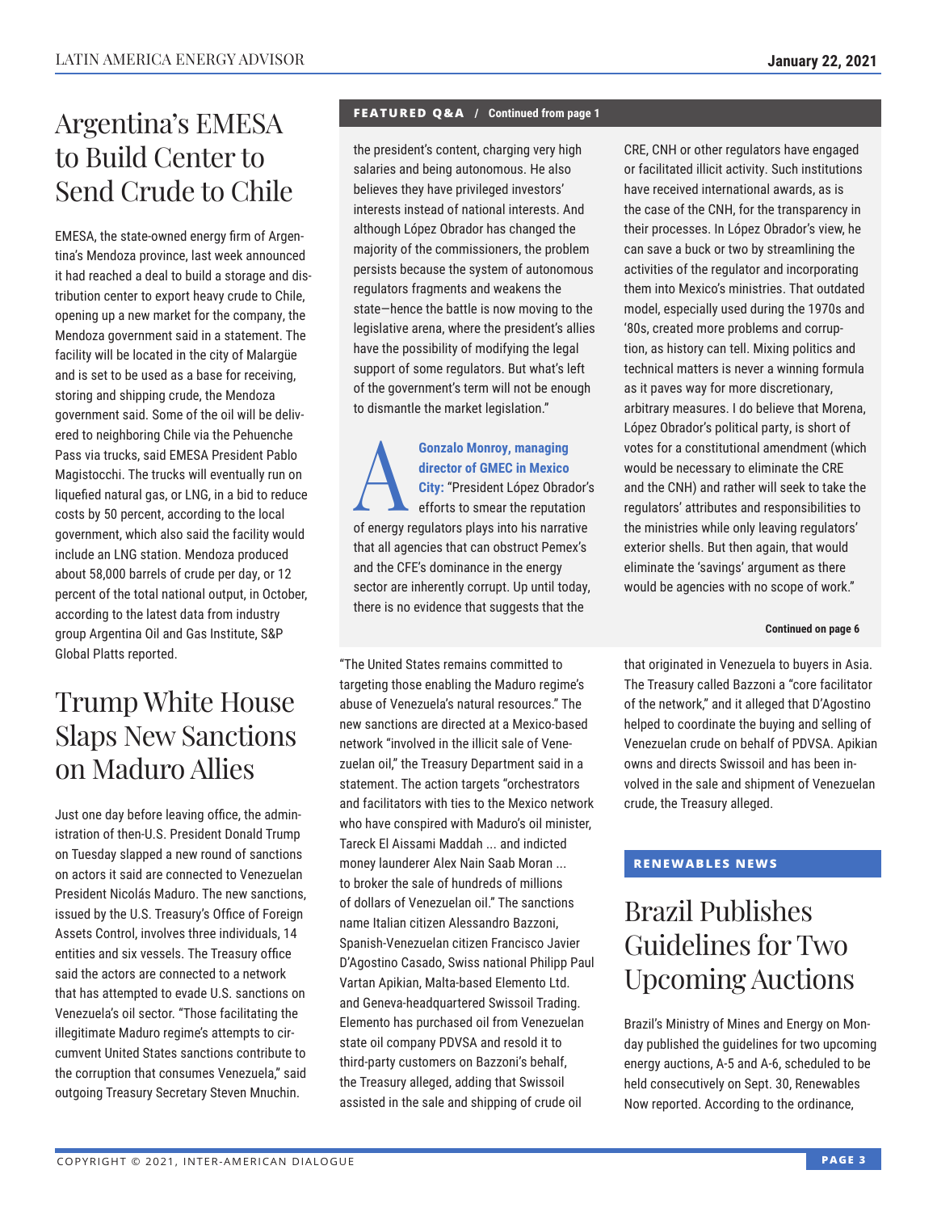## Argentina's EMESA to Build Center to Send Crude to Chile

EMESA, the state-owned energy firm of Argentina's Mendoza province, last week announced it had reached a deal to build a storage and distribution center to export heavy crude to Chile, opening up a new market for the company, the Mendoza government said in a statement. The facility will be located in the city of Malargüe and is set to be used as a base for receiving, storing and shipping crude, the Mendoza government said. Some of the oil will be delivered to neighboring Chile via the Pehuenche Pass via trucks, said EMESA President Pablo Magistocchi. The trucks will eventually run on liquefied natural gas, or LNG, in a bid to reduce costs by 50 percent, according to the local government, which also said the facility would include an LNG station. Mendoza produced about 58,000 barrels of crude per day, or 12 percent of the total national output, in October, according to the latest data from industry group Argentina Oil and Gas Institute, S&P Global Platts reported.

## Trump White House Slaps New Sanctions on Maduro Allies

Just one day before leaving office, the administration of then-U.S. President Donald Trump on Tuesday slapped a new round of sanctions on actors it said are connected to Venezuelan President Nicolás Maduro. The new sanctions, issued by the U.S. Treasury's Office of Foreign Assets Control, involves three individuals, 14 entities and six vessels. The Treasury office said the actors are connected to a network that has attempted to evade U.S. sanctions on Venezuela's oil sector. "Those facilitating the illegitimate Maduro regime's attempts to circumvent United States sanctions contribute to the corruption that consumes Venezuela," said outgoing Treasury Secretary Steven Mnuchin. "The United States remains committed to targeting those enabling the Maduro regime's abuse of Venezuela's natural resources." The new sanctions are directed at a Mexico-based network "involved in the illicit sale of Venezuelan oil," the Treasury Department said in a statement. The action targets "orchestrators and facilitators with ties to the Mexico network who have conspired with Maduro's oil minister, Tareck El Aissami Maddah ... and indicted money launderer Alex Nain Saab Moran ... to broker the sale of hundreds of millions of dollars of Venezuelan oil." The sanctions name Italian citizen Alessandro Bazzoni, Spanish-Venezuelan citizen Francisco Javier D'Agostino Casado, Swiss national Philipp Paul Vartan Apikian, Malta-based Elemento Ltd. and Geneva-headquartered Swissoil Trading. Elemento has purchased oil from Venezuelan state oil company PDVSA and resold it to third-party customers on Bazzoni's behalf, the Treasury alleged, adding that Swissoil assisted in the sale and shipping of crude oil that originated in Venezuela to buyers in Asia. The Treasury called Bazzoni a "core facilitator of the network," and it alleged that D'Agostino helped to coordinate the buying and selling of Venezuelan crude on behalf of PDVSA. Apikian owns and directs Swissoil and has been involved in the sale and shipment of Venezuelan crude, the Treasury alleged.

**FEATURED Q&A / Continued from page 1**

the president's content, charging very high salaries and being autonomous. He also believes they have privileged investors' interests instead of national interests. And although López Obrador has changed the majority of the commissioners, the problem persists because the system of autonomous regulators fragments and weakens the state—hence the battle is now moving to the legislative arena, where the president's allies have the possibility of modifying the legal support of some regulators. But what's left of the government's term will not be enough to dismantle the market legislation."

**A** **Gonzalo Monroy, managing director of GMEC in Mexico City:** "President López Obrador's efforts to smear the reputation of energy regulators plays into his narrative that all agencies that can obstruct Pemex's and the CFE's dominance in the energy sector are inherently corrupt. Up until today, there is no evidence that suggests that the CRE, CNH or other regulators have engaged or facilitated illicit activity. Such institutions have received international awards, as is the case of the CNH, for the transparency in their processes. In López Obrador's view, he can save a buck or two by streamlining the activities of the regulator and incorporating them into Mexico's ministries. That outdated model, especially used during the 1970s and '80s, created more problems and corruption, as history can tell. Mixing politics and technical matters is never a winning formula as it paves way for more discretionary, arbitrary measures. I do believe that Morena, López Obrador's political party, is short of votes for a constitutional amendment (which would be necessary to eliminate the CRE and the CNH) and rather will seek to take the regulators' attributes and responsibilities to the ministries while only leaving regulators' exterior shells. But then again, that would eliminate the 'savings' argument as there would be agencies with no scope of work."

**Continued on page 6**

**RENEWABLES NEWS**

## Brazil Publishes Guidelines for Two Upcoming Auctions

Brazil's Ministry of Mines and Energy on Monday published the guidelines for two upcoming energy auctions, A-5 and A-6, scheduled to be held consecutively on Sept. 30, Renewables Now reported. According to the ordinance,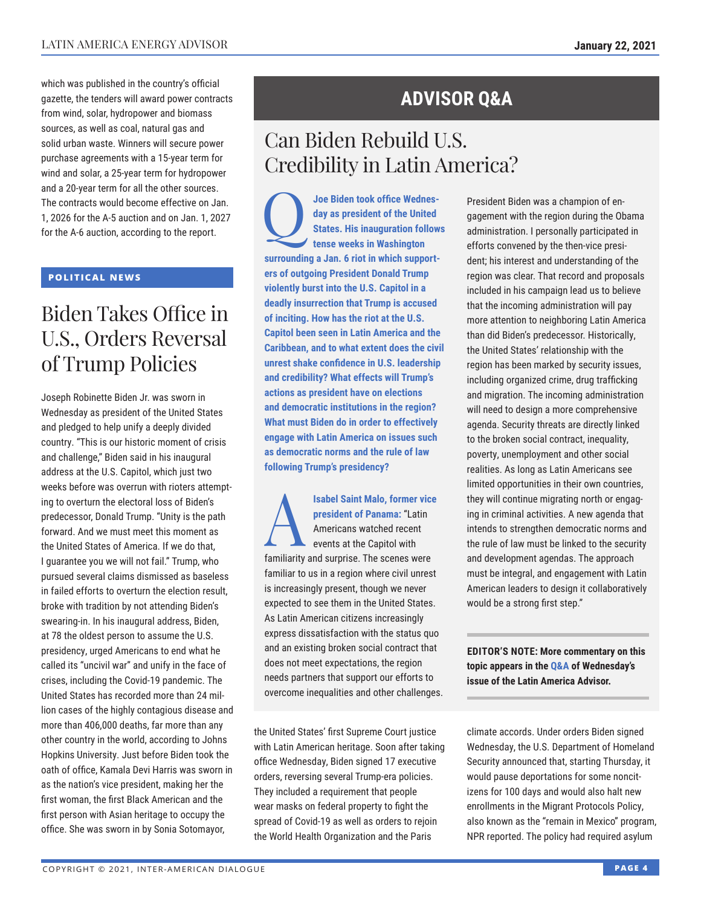which was published in the country's official gazette, the tenders will award power contracts from wind, solar, hydropower and biomass sources, as well as coal, natural gas and solid urban waste. Winners will secure power purchase agreements with a 15-year term for wind and solar, a 25-year term for hydropower and a 20-year term for all the other sources. The contracts would become effective on Jan. 1, 2026 for the A-5 auction and on Jan. 1, 2027 for the A-6 auction, according to the report.

**POLITICAL NEWS**

# Biden Takes Office in U.S., Orders Reversal of Trump Policies

Joseph Robinette Biden Jr. was sworn in Wednesday as president of the United States and pledged to help unify a deeply divided country. "This is our historic moment of crisis and challenge," Biden said in his inaugural address at the U.S. Capitol, which just two weeks before was overrun with rioters attempting to overturn the electoral loss of Biden's predecessor, Donald Trump. "Unity is the path forward. And we must meet this moment as the United States of America. If we do that, I guarantee you we will not fail." Trump, who pursued several claims dismissed as baseless in failed efforts to overturn the election result, broke with tradition by not attending Biden's swearing-in. In his inaugural address, Biden, at 78 the oldest person to assume the U.S. presidency, urged Americans to end what he called its "uncivil war" and unify in the face of crises, including the Covid-19 pandemic. The United States has recorded more than 24 million cases of the highly contagious disease and more than 406,000 deaths, far more than any other country in the world, according to Johns Hopkins University. Just before Biden took the oath of office, Kamala Devi Harris was sworn in as the nation's vice president, making her the first woman, the first Black American and the first person with Asian heritage to occupy the office. She was sworn in by Sonia Sotomayor, the United States' first Supreme Court justice with Latin American heritage. Soon after taking office Wednesday, Biden signed 17 executive orders, reversing several Trump-era policies. They included a requirement that people wear masks on federal property to fight the spread of Covid-19 as well as orders to rejoin the World Health Organization and the Paris climate accords. Under orders Biden signed Wednesday, the U.S. Department of Homeland Security announced that, starting Thursday, it would pause deportations for some noncitizens for 100 days and would also halt new enrollments in the Migrant Protocols Policy, also known as the "remain in Mexico" program, NPR reported. The policy had required asylum

## ADVISOR Q&A

# Can Biden Rebuild U.S. Credibility in Latin America?

**Q: Joe Biden took office Wednesday as president of the United States. His inauguration follows tense weeks in Washington surrounding a Jan. 6 riot in which supporters of outgoing President Donald Trump violently burst into the U.S. Capitol in a deadly insurrection that Trump is accused of inciting. How has the riot at the U.S. Capitol been seen in Latin America and the Caribbean, and to what extent does the civil unrest shake confidence in U.S. leadership and credibility? What effects will Trump's actions as president have on elections and democratic institutions in the region? What must Biden do in order to effectively engage with Latin America on issues such as democratic norms and the rule of law following Trump's presidency?**

**A: Isabel Saint Malo, former vice president of Panama:** "Latin Americans watched recent events at the Capitol with familiarity and surprise. The scenes were familiar to us in a region where civil unrest is increasingly present, though we never expected to see them in the United States. As Latin American citizens increasingly express dissatisfaction with the status quo and an existing broken social contract that does not meet expectations, the region needs partners that support our efforts to overcome inequalities and other challenges. President Biden was a champion of engagement with the region during the Obama administration. I personally participated in efforts convened by the then-vice president; his interest and understanding of the region was clear. That record and proposals included in his campaign lead us to believe that the incoming administration will pay more attention to neighboring Latin America than did Biden's predecessor. Historically, the United States' relationship with the region has been marked by security issues, including organized crime, drug trafficking and migration. The incoming administration will need to design a more comprehensive agenda. Security threats are directly linked to the broken social contract, inequality, poverty, unemployment and other social realities. As long as Latin Americans see limited opportunities in their own countries, they will continue migrating north or engaging in criminal activities. A new agenda that intends to strengthen democratic norms and the rule of law must be linked to the security and development agendas. The approach must be integral, and engagement with Latin American leaders to design it collaboratively would be a strong first step."

**EDITOR'S NOTE: More commentary on this topic appears in the Q&A of Wednesday's issue of the Latin America Advisor.**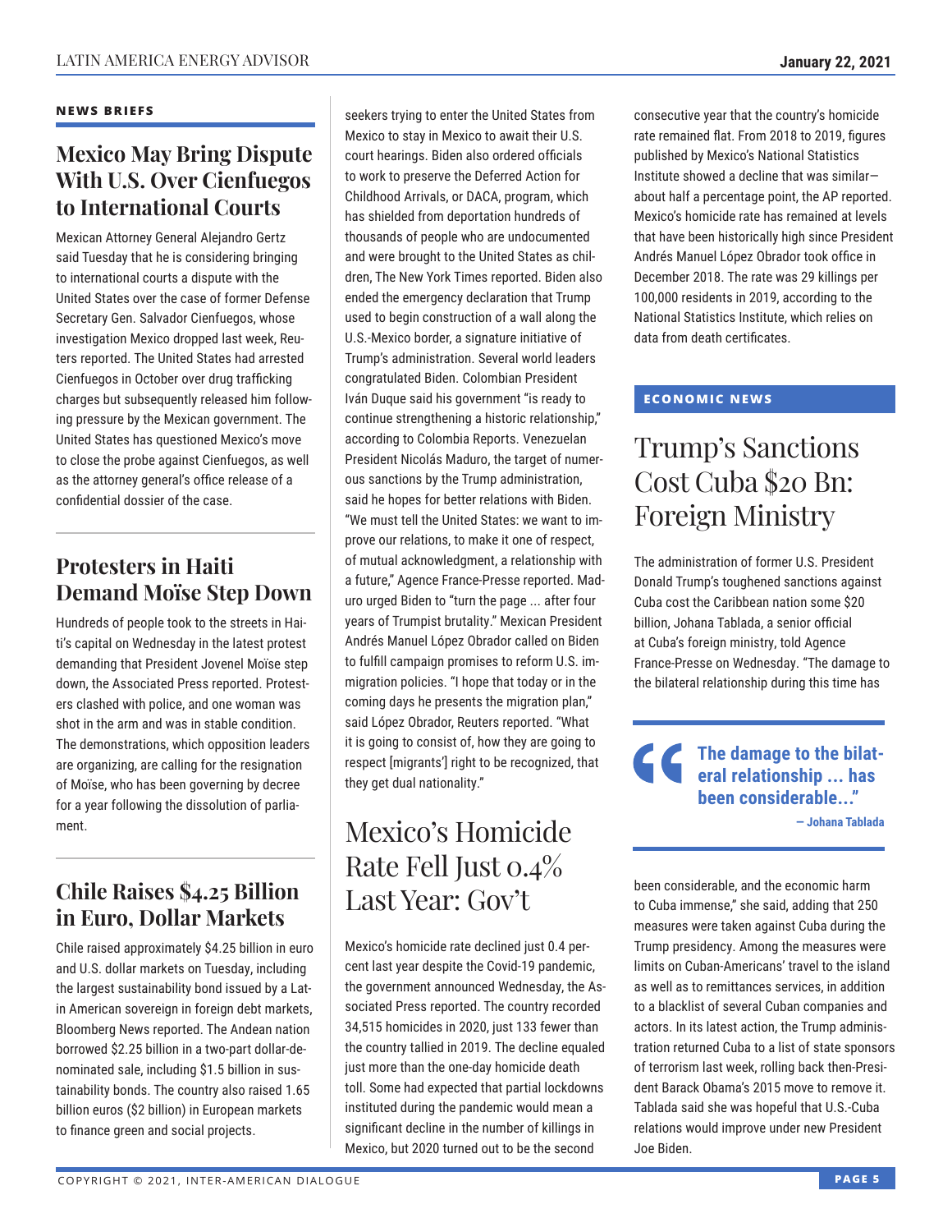## NEWS BRIEFS

### Mexico May Bring Dispute With U.S. Over Cienfuegos to International Courts

Mexican Attorney General Alejandro Gertz said Tuesday that he is considering bringing to international courts a dispute with the United States over the case of former Defense Secretary Gen. Salvador Cienfuegos, whose investigation Mexico dropped last week, Reuters reported. The United States had arrested Cienfuegos in October over drug trafficking charges but subsequently released him following pressure by the Mexican government. The United States has questioned Mexico's move to close the probe against Cienfuegos, as well as the attorney general's office release of a confidential dossier of the case.

### Protesters in Haiti Demand Moïse Step Down

Hundreds of people took to the streets in Haiti's capital on Wednesday in the latest protest demanding that President Jovenel Moïse step down, the Associated Press reported. Protesters clashed with police, and one woman was shot in the arm and was in stable condition. The demonstrations, which opposition leaders are organizing, are calling for the resignation of Moïse, who has been governing by decree for a year following the dissolution of parliament.

### Chile Raises $4.25 Billion in Euro, Dollar Markets

Chile raised approximately $4.25 billion in euro and U.S. dollar markets on Tuesday, including the largest sustainability bond issued by a Latin American sovereign in foreign debt markets, Bloomberg News reported. The Andean nation borrowed $2.25 billion in a two-part dollar-denominated sale, including $1.5 billion in sustainability bonds. The country also raised 1.65 billion euros ($2 billion) in European markets to finance green and social projects.

seekers trying to enter the United States from Mexico to stay in Mexico to await their U.S. court hearings. Biden also ordered officials to work to preserve the Deferred Action for Childhood Arrivals, or DACA, program, which has shielded from deportation hundreds of thousands of people who are undocumented and were brought to the United States as children, The New York Times reported. Biden also ended the emergency declaration that Trump used to begin construction of a wall along the U.S.-Mexico border, a signature initiative of Trump's administration. Several world leaders congratulated Biden. Colombian President Iván Duque said his government "is ready to continue strengthening a historic relationship," according to Colombia Reports. Venezuelan President Nicolás Maduro, the target of numerous sanctions by the Trump administration, said he hopes for better relations with Biden. "We must tell the United States: we want to improve our relations, to make it one of respect, of mutual acknowledgment, a relationship with a future," Agence France-Presse reported. Maduro urged Biden to "turn the page ... after four years of Trumpist brutality." Mexican President Andrés Manuel López Obrador called on Biden to fulfill campaign promises to reform U.S. immigration policies. "I hope that today or in the coming days he presents the migration plan," said López Obrador, Reuters reported. "What it is going to consist of, how they are going to respect [migrants'] right to be recognized, that they get dual nationality."

## Mexico's Homicide Rate Fell Just 0.4% Last Year: Gov't

Mexico's homicide rate declined just 0.4 percent last year despite the Covid-19 pandemic, the government announced Wednesday, the Associated Press reported. The country recorded 34,515 homicides in 2020, just 133 fewer than the country tallied in 2019. The decline equaled just more than the one-day homicide death toll. Some had expected that partial lockdowns instituted during the pandemic would mean a significant decline in the number of killings in Mexico, but 2020 turned out to be the second consecutive year that the country's homicide rate remained flat. From 2018 to 2019, figures published by Mexico's National Statistics Institute showed a decline that was similar—about half a percentage point, the AP reported. Mexico's homicide rate has remained at levels that have been historically high since President Andrés Manuel López Obrador took office in December 2018. The rate was 29 killings per 100,000 residents in 2019, according to the National Statistics Institute, which relies on data from death certificates.

## ECONOMIC NEWS

## Trump's Sanctions Cost Cuba $20 Bn: Foreign Ministry

The administration of former U.S. President Donald Trump's toughened sanctions against Cuba cost the Caribbean nation some $20 billion, Johana Tablada, a senior official at Cuba's foreign ministry, told Agence France-Presse on Wednesday. "The damage to the bilateral relationship during this time has been considerable, and the economic harm to Cuba immense," she said, adding that 250 measures were taken against Cuba during the Trump presidency. Among the measures were limits on Cuban-Americans' travel to the island as well as to remittances services, in addition to a blacklist of several Cuban companies and actors. In its latest action, the Trump administration returned Cuba to a list of state sponsors of terrorism last week, rolling back then-President Barack Obama's 2015 move to remove it. Tablada said she was hopeful that U.S.-Cuba relations would improve under new President Joe Biden.

> **"The damage to the bilateral relationship ... has been considerable..."**
> — Johana Tablada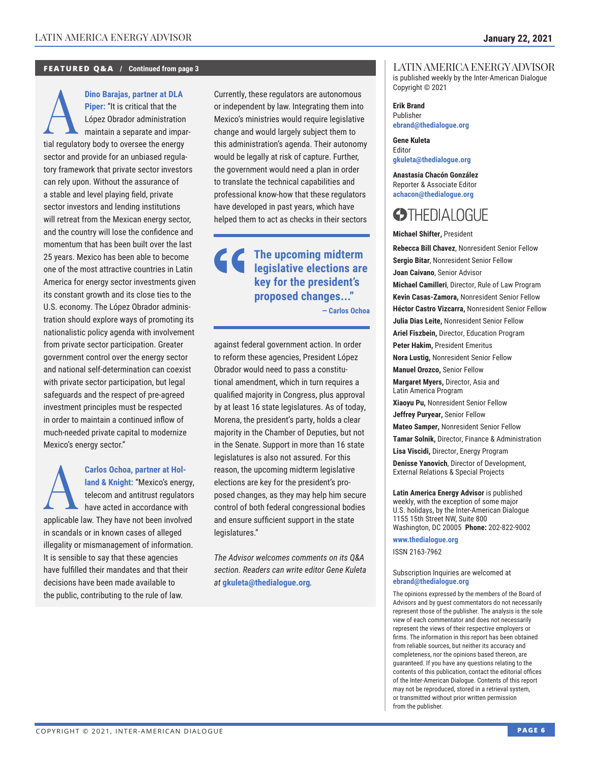**FEATURED Q&A / Continued from page 3**

**A** **Dino Barajas, partner at DLA Piper:** "It is critical that the López Obrador administration maintain a separate and impartial regulatory body to oversee the energy sector and provide for an unbiased regulatory framework that private sector investors can rely upon. Without the assurance of a stable and level playing field, private sector investors and lending institutions will retreat from the Mexican energy sector, and the country will lose the confidence and momentum that has been built over the last 25 years. Mexico has been able to become one of the most attractive countries in Latin America for energy sector investments given its constant growth and its close ties to the U.S. economy. The López Obrador administration should explore ways of promoting its nationalistic policy agenda with involvement from private sector participation. Greater government control over the energy sector and national self-determination can coexist with private sector participation, but legal safeguards and the respect of pre-agreed investment principles must be respected in order to maintain a continued inflow of much-needed private capital to modernize Mexico's energy sector."

**A** **Carlos Ochoa, partner at Holland & Knight:** "Mexico's energy, telecom and antitrust regulators have acted in accordance with applicable law. They have not been involved in scandals or in known cases of alleged illegality or mismanagement of information. It is sensible to say that these agencies have fulfilled their mandates and that their decisions have been made available to the public, contributing to the rule of law. Currently, these regulators are autonomous or independent by law. Integrating them into Mexico's ministries would require legislative change and would largely subject them to this administration's agenda. Their autonomy would be legally at risk of capture. Further, the government would need a plan in order to translate the technical capabilities and professional know-how that these regulators have developed in past years, which have helped them to act as checks in their sectors against federal government action. In order to reform these agencies, President López Obrador would need to pass a constitutional amendment, which in turn requires a qualified majority in Congress, plus approval by at least 16 state legislatures. As of today, Morena, the president's party, holds a clear majority in the Chamber of Deputies, but not in the Senate. Support in more than 16 state legislatures is also not assured. For this reason, the upcoming midterm legislative elections are key for the president's proposed changes, as they may help him secure control of both federal congressional bodies and ensure sufficient support in the state legislatures."

> **"The upcoming midterm legislative elections are key for the president's proposed changes..."**
> — Carlos Ochoa

*The Advisor welcomes comments on its Q&A section. Readers can write editor Gene Kuleta at* **gkuleta@thedialogue.org**.

---

LATIN AMERICA ENERGY ADVISOR
is published weekly by the Inter-American Dialogue
Copyright © 2021

**Erik Brand**
Publisher
**ebrand@thedialogue.org**

**Gene Kuleta**
Editor
**gkuleta@thedialogue.org**

**Anastasia Chacón González**
Reporter & Associate Editor
**achacon@thedialogue.org**

THEDIALOGUE

**Michael Shifter,** President
**Rebecca Bill Chavez**, Nonresident Senior Fellow
**Sergio Bitar**, Nonresident Senior Fellow
**Joan Caivano**, Senior Advisor
**Michael Camilleri**, Director, Rule of Law Program
**Kevin Casas-Zamora,** Nonresident Senior Fellow
**Héctor Castro Vizcarra,** Nonresident Senior Fellow
**Julia Dias Leite,** Nonresident Senior Fellow
**Ariel Fiszbein,** Director, Education Program
**Peter Hakim,** President Emeritus
**Nora Lustig,** Nonresident Senior Fellow
**Manuel Orozco,** Senior Fellow
**Margaret Myers,** Director, Asia and Latin America Program
**Xiaoyu Pu,** Nonresident Senior Fellow
**Jeffrey Puryear,** Senior Fellow
**Mateo Samper,** Nonresident Senior Fellow
**Tamar Solnik,** Director, Finance & Administration
**Lisa Viscidi,** Director, Energy Program
**Denisse Yanovich**, Director of Development, External Relations & Special Projects

**Latin America Energy Advisor** is published weekly, with the exception of some major U.S. holidays, by the Inter-American Dialogue
1155 15th Street NW, Suite 800
Washington, DC 20005 **Phone:** 202-822-9002

**www.thedialogue.org**

ISSN 2163-7962

Subscription Inquiries are welcomed at
**ebrand@thedialogue.org**

The opinions expressed by the members of the Board of Advisors and by guest commentators do not necessarily represent those of the publisher. The analysis is the sole view of each commentator and does not necessarily represent the views of their respective employers or firms. The information in this report has been obtained from reliable sources, but neither its accuracy and completeness, nor the opinions based thereon, are guaranteed. If you have any questions relating to the contents of this publication, contact the editorial offices of the Inter-American Dialogue. Contents of this report may not be reproduced, stored in a retrieval system, or transmitted without prior written permission from the publisher.